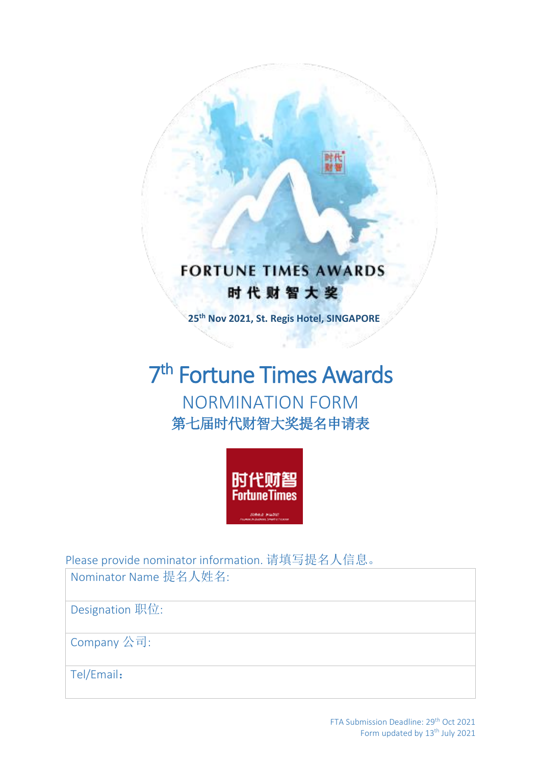FORTUNE TIMES AWARDS

时 代 财 智 大 奖

25th Nov 2021, St. Regis Hotel, SINGAPORE

# 7th Fortune Times Awards

## NORMINATION FORM

## 第七届时代财智大奖提名申请表

时代财智
Fortune Times

Please provide nominator information. 请填写提名人信息。

| Nominator Name 提名人姓名: |
|---|
| Designation 职位: |
| Company 公司: |
| Tel/Email： |

FTA Submission Deadline: 29th Oct 2021
Form updated by 13th July 2021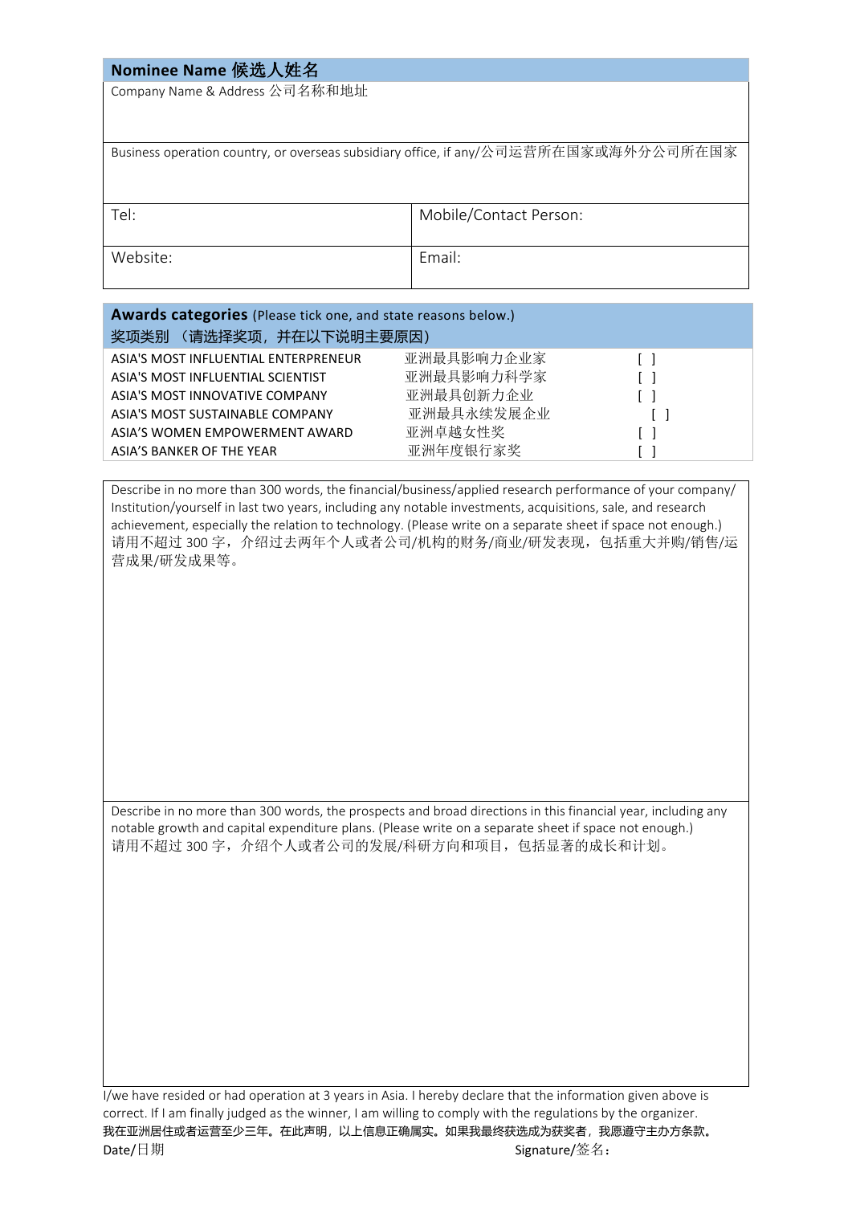| Nominee Name 候选人姓名 | |
|---|---|
| Company Name & Address 公司名称和地址 | |
| Business operation country, or overseas subsidiary office, if any/公司运营所在国家或海外分公司所在国家 | |
| Tel: | Mobile/Contact Person: |
| Website: | Email: |

| **Awards categories** (Please tick one, and state reasons below.) 奖项类别 （请选择奖项，并在以下说明主要原因） | | |
|---|---|---|
| ASIA'S MOST INFLUENTIAL ENTERPRENEUR | 亚洲最具影响力企业家 | [ ] |
| ASIA'S MOST INFLUENTIAL SCIENTIST | 亚洲最具影响力科学家 | [ ] |
| ASIA'S MOST INNOVATIVE COMPANY | 亚洲最具创新力企业 | [ ] |
| ASIA'S MOST SUSTAINABLE COMPANY | 亚洲最具永续发展企业 | [ ] |
| ASIA'S WOMEN EMPOWERMENT AWARD | 亚洲卓越女性奖 | [ ] |
| ASIA'S BANKER OF THE YEAR | 亚洲年度银行家奖 | [ ] |

Describe in no more than 300 words, the financial/business/applied research performance of your company/ Institution/yourself in last two years, including any notable investments, acquisitions, sale, and research achievement, especially the relation to technology. (Please write on a separate sheet if space not enough.)
请用不超过 300 字，介绍过去两年个人或者公司/机构的财务/商业/研发表现，包括重大并购/销售/运营成果/研发成果等。

Describe in no more than 300 words, the prospects and broad directions in this financial year, including any notable growth and capital expenditure plans. (Please write on a separate sheet if space not enough.)
请用不超过 300 字，介绍个人或者公司的发展/科研方向和项目，包括显著的成长和计划。

I/we have resided or had operation at 3 years in Asia. I hereby declare that the information given above is correct. If I am finally judged as the winner, I am willing to comply with the regulations by the organizer.
我在亚洲居住或者运营至少三年。在此声明，以上信息正确属实。如果我最终获选成为获奖者，我愿遵守主办方条款。

Date/日期 Signature/签名：